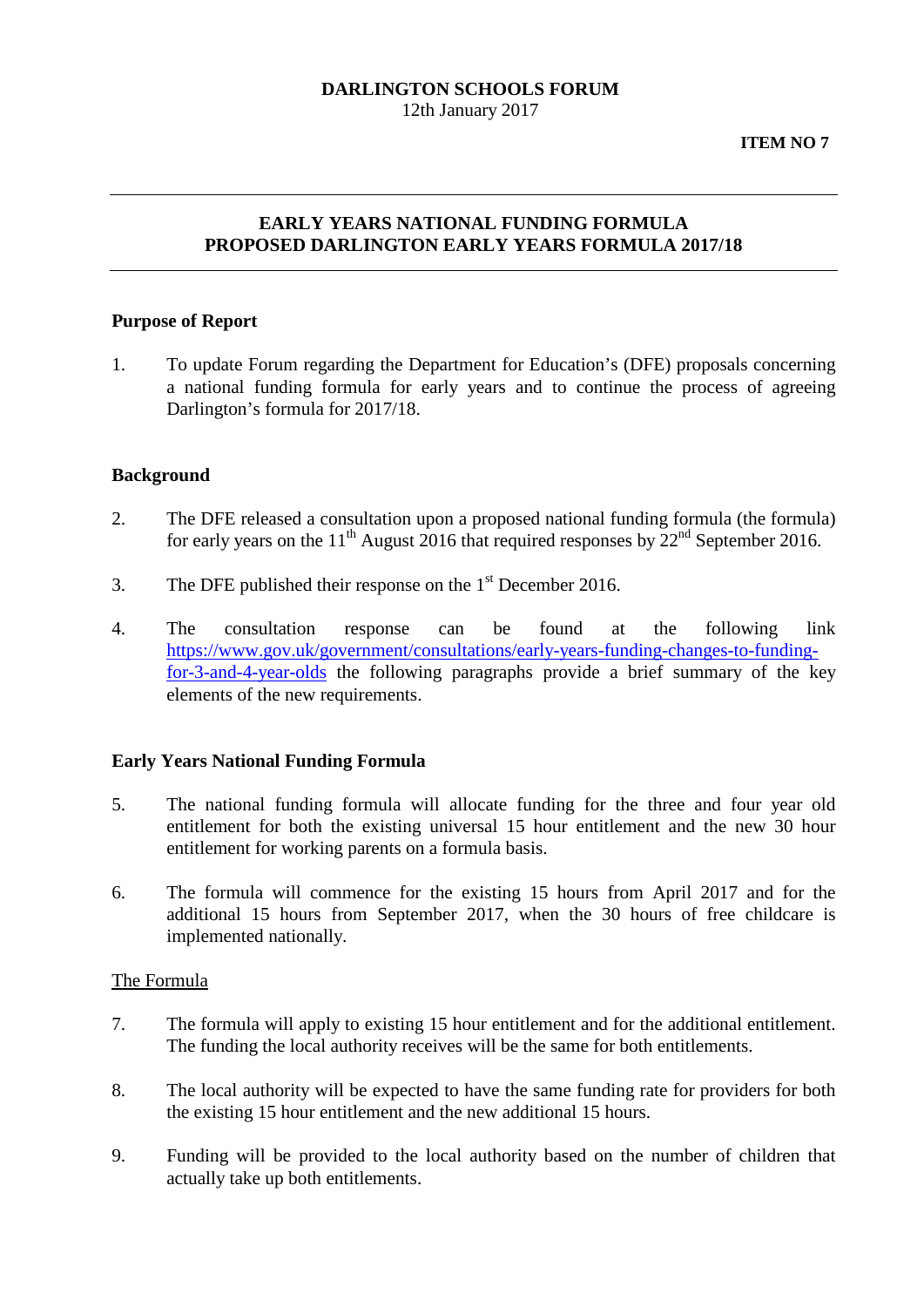**DARLINGTON SCHOOLS FORUM**
12th January 2017

**ITEM NO 7**

---

## EARLY YEARS NATIONAL FUNDING FORMULA
## PROPOSED DARLINGTON EARLY YEARS FORMULA 2017/18

---

### Purpose of Report

1. To update Forum regarding the Department for Education's (DFE) proposals concerning a national funding formula for early years and to continue the process of agreeing Darlington's formula for 2017/18.

### Background

2. The DFE released a consultation upon a proposed national funding formula (the formula) for early years on the 11th August 2016 that required responses by 22nd September 2016.

3. The DFE published their response on the 1st December 2016.

4. The consultation response can be found at the following link [https://www.gov.uk/government/consultations/early-years-funding-changes-to-funding-for-3-and-4-year-olds](https://www.gov.uk/government/consultations/early-years-funding-changes-to-funding-for-3-and-4-year-olds) the following paragraphs provide a brief summary of the key elements of the new requirements.

### Early Years National Funding Formula

5. The national funding formula will allocate funding for the three and four year old entitlement for both the existing universal 15 hour entitlement and the new 30 hour entitlement for working parents on a formula basis.

6. The formula will commence for the existing 15 hours from April 2017 and for the additional 15 hours from September 2017, when the 30 hours of free childcare is implemented nationally.

<u>The Formula</u>

7. The formula will apply to existing 15 hour entitlement and for the additional entitlement. The funding the local authority receives will be the same for both entitlements.

8. The local authority will be expected to have the same funding rate for providers for both the existing 15 hour entitlement and the new additional 15 hours.

9. Funding will be provided to the local authority based on the number of children that actually take up both entitlements.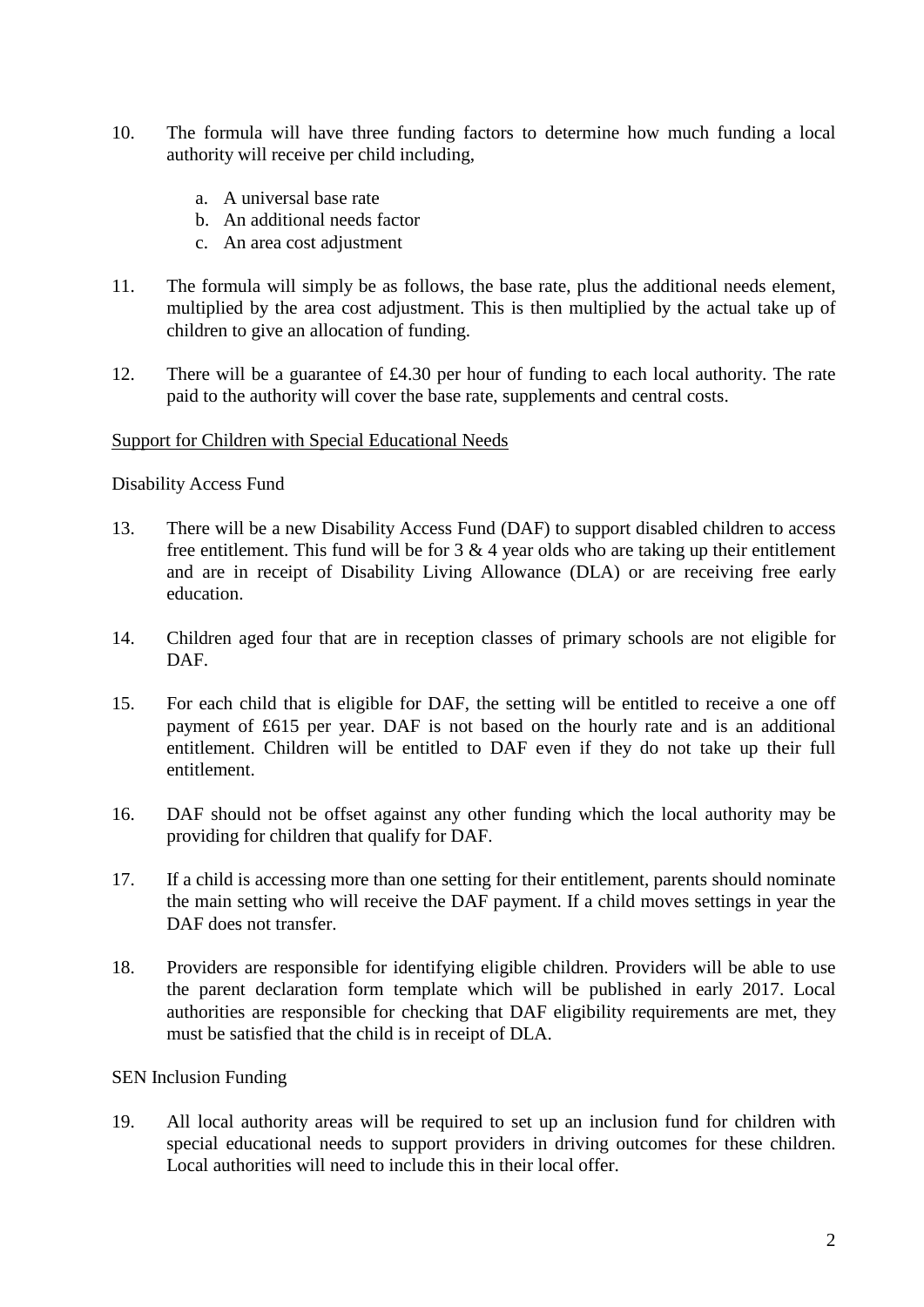10. The formula will have three funding factors to determine how much funding a local authority will receive per child including,

    a. A universal base rate
    b. An additional needs factor
    c. An area cost adjustment

11. The formula will simply be as follows, the base rate, plus the additional needs element, multiplied by the area cost adjustment. This is then multiplied by the actual take up of children to give an allocation of funding.

12. There will be a guarantee of £4.30 per hour of funding to each local authority. The rate paid to the authority will cover the base rate, supplements and central costs.

<u>Support for Children with Special Educational Needs</u>

Disability Access Fund

13. There will be a new Disability Access Fund (DAF) to support disabled children to access free entitlement. This fund will be for 3 & 4 year olds who are taking up their entitlement and are in receipt of Disability Living Allowance (DLA) or are receiving free early education.

14. Children aged four that are in reception classes of primary schools are not eligible for DAF.

15. For each child that is eligible for DAF, the setting will be entitled to receive a one off payment of £615 per year. DAF is not based on the hourly rate and is an additional entitlement. Children will be entitled to DAF even if they do not take up their full entitlement.

16. DAF should not be offset against any other funding which the local authority may be providing for children that qualify for DAF.

17. If a child is accessing more than one setting for their entitlement, parents should nominate the main setting who will receive the DAF payment. If a child moves settings in year the DAF does not transfer.

18. Providers are responsible for identifying eligible children. Providers will be able to use the parent declaration form template which will be published in early 2017. Local authorities are responsible for checking that DAF eligibility requirements are met, they must be satisfied that the child is in receipt of DLA.

SEN Inclusion Funding

19. All local authority areas will be required to set up an inclusion fund for children with special educational needs to support providers in driving outcomes for these children. Local authorities will need to include this in their local offer.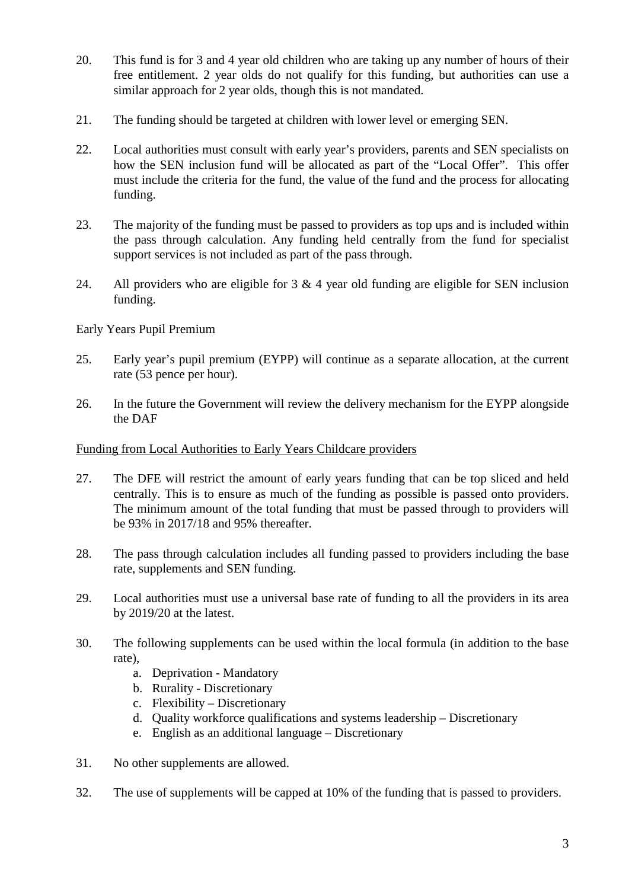20. This fund is for 3 and 4 year old children who are taking up any number of hours of their free entitlement. 2 year olds do not qualify for this funding, but authorities can use a similar approach for 2 year olds, though this is not mandated.

21. The funding should be targeted at children with lower level or emerging SEN.

22. Local authorities must consult with early year's providers, parents and SEN specialists on how the SEN inclusion fund will be allocated as part of the "Local Offer". This offer must include the criteria for the fund, the value of the fund and the process for allocating funding.

23. The majority of the funding must be passed to providers as top ups and is included within the pass through calculation. Any funding held centrally from the fund for specialist support services is not included as part of the pass through.

24. All providers who are eligible for 3 & 4 year old funding are eligible for SEN inclusion funding.

Early Years Pupil Premium

25. Early year's pupil premium (EYPP) will continue as a separate allocation, at the current rate (53 pence per hour).

26. In the future the Government will review the delivery mechanism for the EYPP alongside the DAF

<u>Funding from Local Authorities to Early Years Childcare providers</u>

27. The DFE will restrict the amount of early years funding that can be top sliced and held centrally. This is to ensure as much of the funding as possible is passed onto providers. The minimum amount of the total funding that must be passed through to providers will be 93% in 2017/18 and 95% thereafter.

28. The pass through calculation includes all funding passed to providers including the base rate, supplements and SEN funding.

29. Local authorities must use a universal base rate of funding to all the providers in its area by 2019/20 at the latest.

30. The following supplements can be used within the local formula (in addition to the base rate),
    a. Deprivation - Mandatory
    b. Rurality - Discretionary
    c. Flexibility – Discretionary
    d. Quality workforce qualifications and systems leadership – Discretionary
    e. English as an additional language – Discretionary

31. No other supplements are allowed.

32. The use of supplements will be capped at 10% of the funding that is passed to providers.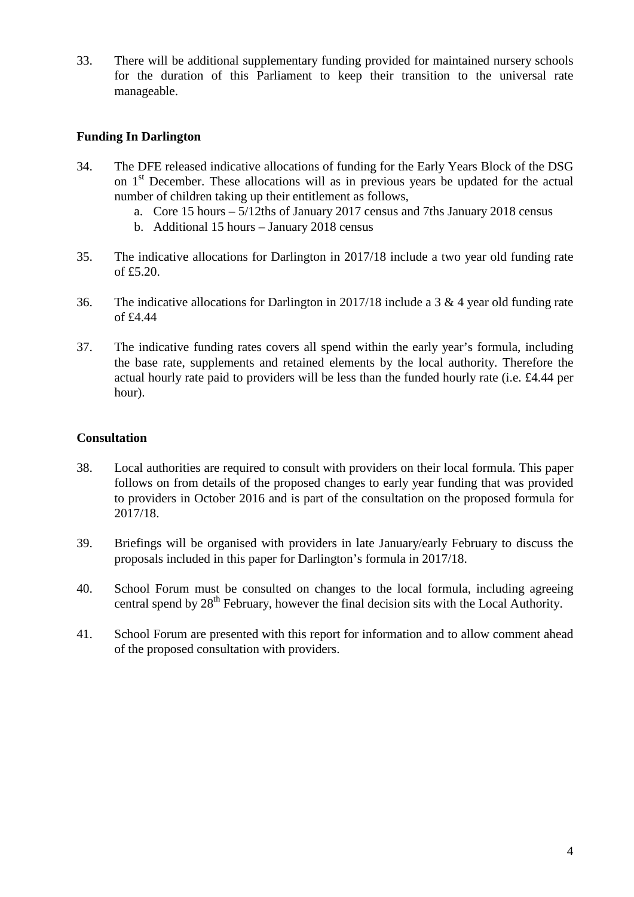33. There will be additional supplementary funding provided for maintained nursery schools for the duration of this Parliament to keep their transition to the universal rate manageable.

**Funding In Darlington**

34. The DFE released indicative allocations of funding for the Early Years Block of the DSG on 1st December. These allocations will as in previous years be updated for the actual number of children taking up their entitlement as follows,
    a. Core 15 hours – 5/12ths of January 2017 census and 7ths January 2018 census
    b. Additional 15 hours – January 2018 census

35. The indicative allocations for Darlington in 2017/18 include a two year old funding rate of £5.20.

36. The indicative allocations for Darlington in 2017/18 include a 3 & 4 year old funding rate of £4.44

37. The indicative funding rates covers all spend within the early year's formula, including the base rate, supplements and retained elements by the local authority. Therefore the actual hourly rate paid to providers will be less than the funded hourly rate (i.e. £4.44 per hour).

**Consultation**

38. Local authorities are required to consult with providers on their local formula. This paper follows on from details of the proposed changes to early year funding that was provided to providers in October 2016 and is part of the consultation on the proposed formula for 2017/18.

39. Briefings will be organised with providers in late January/early February to discuss the proposals included in this paper for Darlington's formula in 2017/18.

40. School Forum must be consulted on changes to the local formula, including agreeing central spend by 28th February, however the final decision sits with the Local Authority.

41. School Forum are presented with this report for information and to allow comment ahead of the proposed consultation with providers.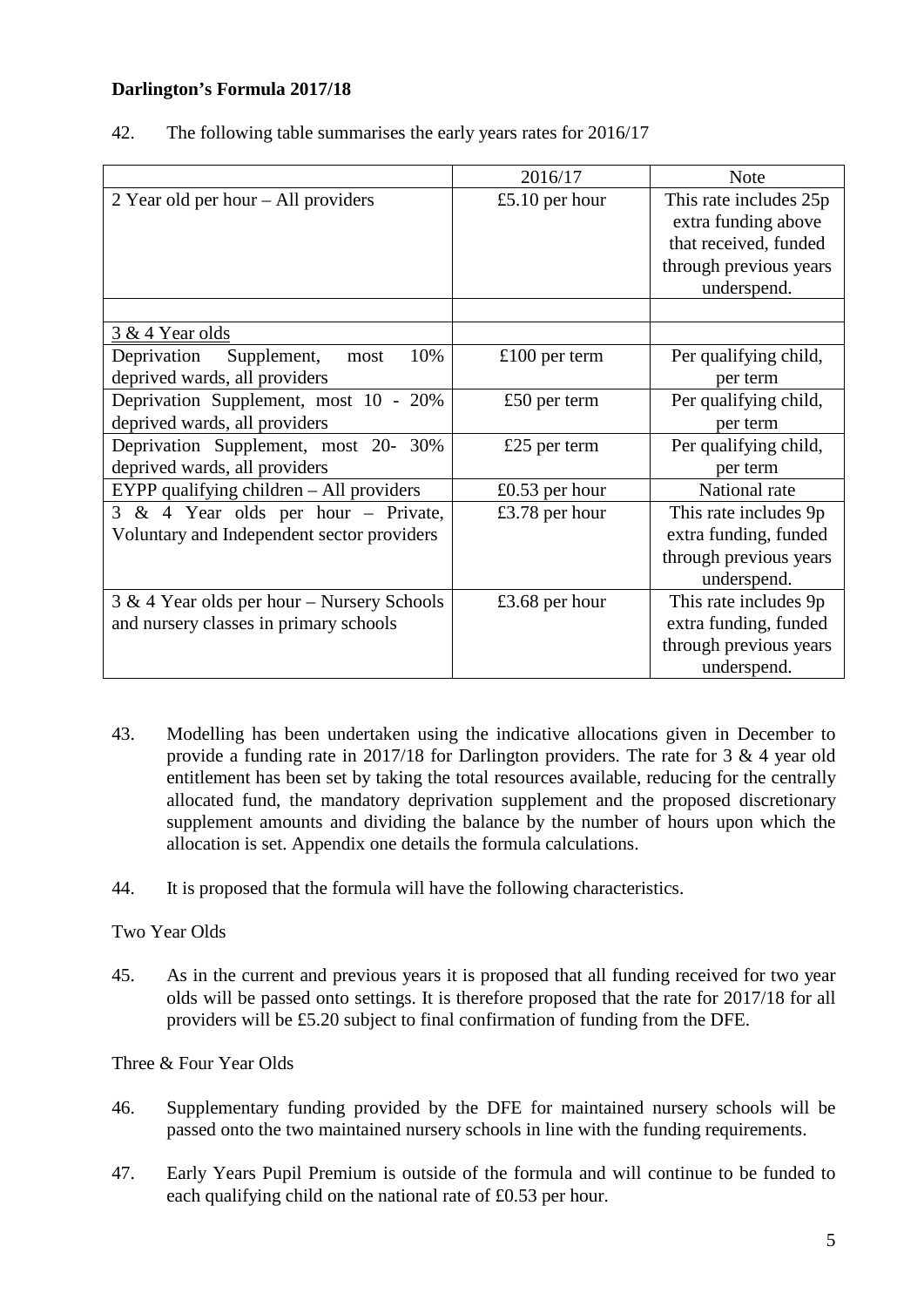**Darlington's Formula 2017/18**

42. The following table summarises the early years rates for 2016/17

| | 2016/17 | Note |
|---|---|---|
| 2 Year old per hour – All providers | £5.10 per hour | This rate includes 25p extra funding above that received, funded through previous years underspend. |
| | | |
| 3 & 4 Year olds | | |
| Deprivation Supplement, most 10% deprived wards, all providers | £100 per term | Per qualifying child, per term |
| Deprivation Supplement, most 10 - 20% deprived wards, all providers | £50 per term | Per qualifying child, per term |
| Deprivation Supplement, most 20- 30% deprived wards, all providers | £25 per term | Per qualifying child, per term |
| EYPP qualifying children – All providers | £0.53 per hour | National rate |
| 3 & 4 Year olds per hour – Private, Voluntary and Independent sector providers | £3.78 per hour | This rate includes 9p extra funding, funded through previous years underspend. |
| 3 & 4 Year olds per hour – Nursery Schools and nursery classes in primary schools | £3.68 per hour | This rate includes 9p extra funding, funded through previous years underspend. |

43. Modelling has been undertaken using the indicative allocations given in December to provide a funding rate in 2017/18 for Darlington providers. The rate for 3 & 4 year old entitlement has been set by taking the total resources available, reducing for the centrally allocated fund, the mandatory deprivation supplement and the proposed discretionary supplement amounts and dividing the balance by the number of hours upon which the allocation is set. Appendix one details the formula calculations.

44. It is proposed that the formula will have the following characteristics.

Two Year Olds

45. As in the current and previous years it is proposed that all funding received for two year olds will be passed onto settings. It is therefore proposed that the rate for 2017/18 for all providers will be £5.20 subject to final confirmation of funding from the DFE.

Three & Four Year Olds

46. Supplementary funding provided by the DFE for maintained nursery schools will be passed onto the two maintained nursery schools in line with the funding requirements.

47. Early Years Pupil Premium is outside of the formula and will continue to be funded to each qualifying child on the national rate of £0.53 per hour.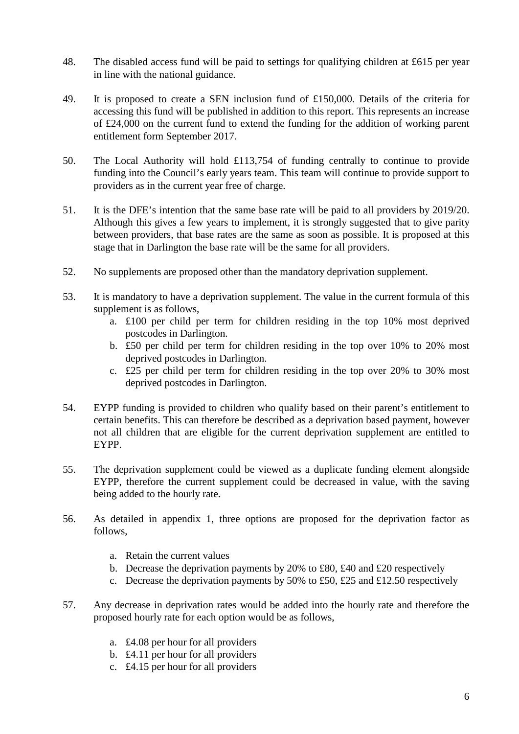48. The disabled access fund will be paid to settings for qualifying children at £615 per year in line with the national guidance.

49. It is proposed to create a SEN inclusion fund of £150,000. Details of the criteria for accessing this fund will be published in addition to this report. This represents an increase of £24,000 on the current fund to extend the funding for the addition of working parent entitlement form September 2017.

50. The Local Authority will hold £113,754 of funding centrally to continue to provide funding into the Council's early years team. This team will continue to provide support to providers as in the current year free of charge.

51. It is the DFE's intention that the same base rate will be paid to all providers by 2019/20. Although this gives a few years to implement, it is strongly suggested that to give parity between providers, that base rates are the same as soon as possible. It is proposed at this stage that in Darlington the base rate will be the same for all providers.

52. No supplements are proposed other than the mandatory deprivation supplement.

53. It is mandatory to have a deprivation supplement. The value in the current formula of this supplement is as follows,
    a. £100 per child per term for children residing in the top 10% most deprived postcodes in Darlington.
    b. £50 per child per term for children residing in the top over 10% to 20% most deprived postcodes in Darlington.
    c. £25 per child per term for children residing in the top over 20% to 30% most deprived postcodes in Darlington.

54. EYPP funding is provided to children who qualify based on their parent's entitlement to certain benefits. This can therefore be described as a deprivation based payment, however not all children that are eligible for the current deprivation supplement are entitled to EYPP.

55. The deprivation supplement could be viewed as a duplicate funding element alongside EYPP, therefore the current supplement could be decreased in value, with the saving being added to the hourly rate.

56. As detailed in appendix 1, three options are proposed for the deprivation factor as follows,

    a. Retain the current values
    b. Decrease the deprivation payments by 20% to £80, £40 and £20 respectively
    c. Decrease the deprivation payments by 50% to £50, £25 and £12.50 respectively

57. Any decrease in deprivation rates would be added into the hourly rate and therefore the proposed hourly rate for each option would be as follows,

    a. £4.08 per hour for all providers
    b. £4.11 per hour for all providers
    c. £4.15 per hour for all providers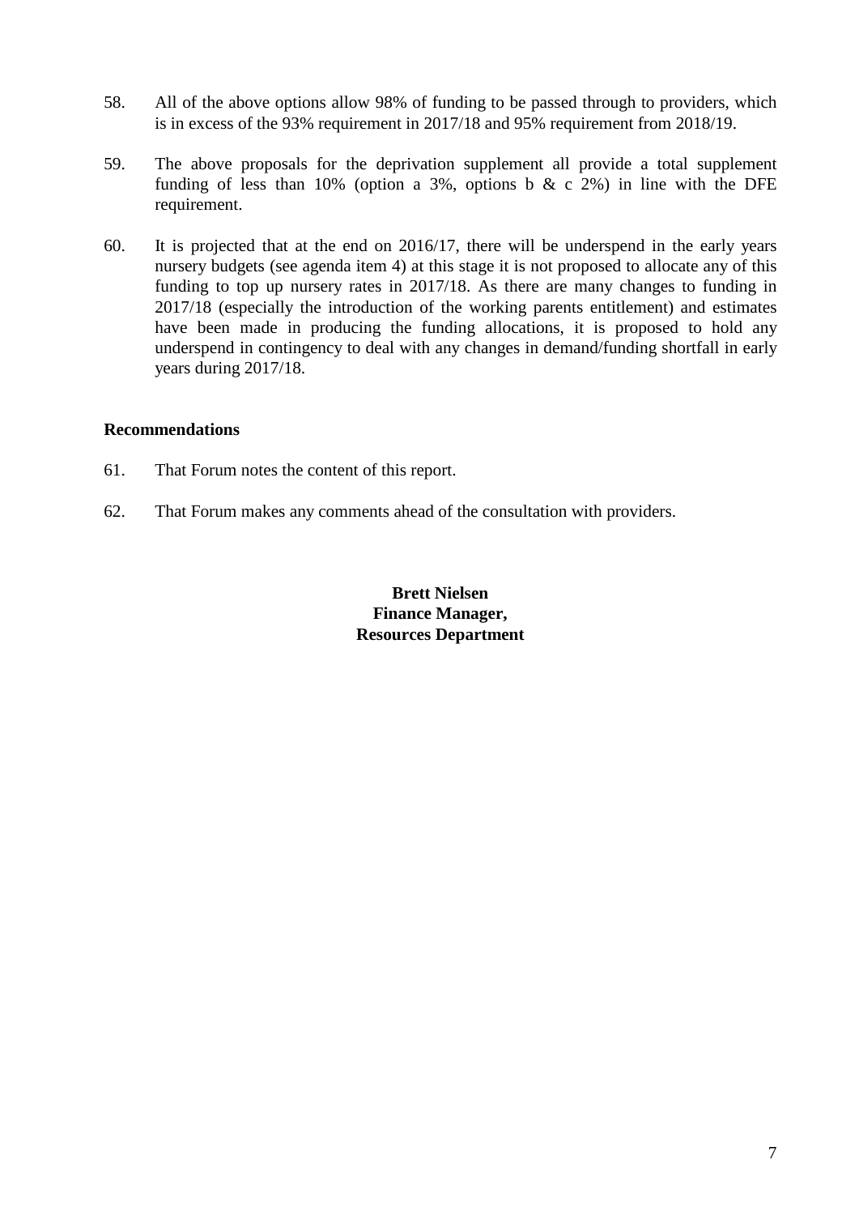58. All of the above options allow 98% of funding to be passed through to providers, which is in excess of the 93% requirement in 2017/18 and 95% requirement from 2018/19.

59. The above proposals for the deprivation supplement all provide a total supplement funding of less than 10% (option a 3%, options b & c 2%) in line with the DFE requirement.

60. It is projected that at the end on 2016/17, there will be underspend in the early years nursery budgets (see agenda item 4) at this stage it is not proposed to allocate any of this funding to top up nursery rates in 2017/18. As there are many changes to funding in 2017/18 (especially the introduction of the working parents entitlement) and estimates have been made in producing the funding allocations, it is proposed to hold any underspend in contingency to deal with any changes in demand/funding shortfall in early years during 2017/18.

**Recommendations**

61. That Forum notes the content of this report.

62. That Forum makes any comments ahead of the consultation with providers.

**Brett Nielsen**
**Finance Manager,**
**Resources Department**